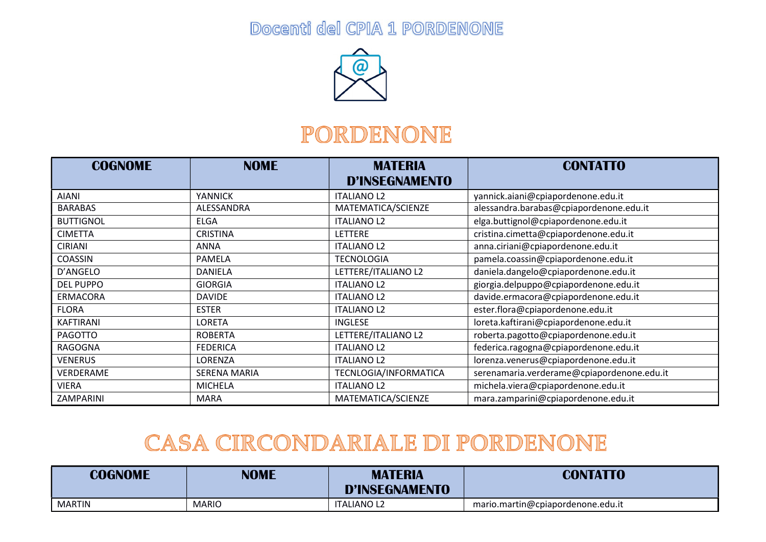# Docenti del CPIA 1 PORDENONE

## PORDENONE

| COGNOME | NOME | MATERIA D'INSEGNAMENTO | CONTATTO |
|---|---|---|---|
| AIANI | YANNICK | ITALIANO L2 | yannick.aiani@cpiapordenone.edu.it |
| BARABAS | ALESSANDRA | MATEMATICA/SCIENZE | alessandra.barabas@cpiapordenone.edu.it |
| BUTTIGNOL | ELGA | ITALIANO L2 | elga.buttignol@cpiapordenone.edu.it |
| CIMETTA | CRISTINA | LETTERE | cristina.cimetta@cpiapordenone.edu.it |
| CIRIANI | ANNA | ITALIANO L2 | anna.ciriani@cpiapordenone.edu.it |
| COASSIN | PAMELA | TECNOLOGIA | pamela.coassin@cpiapordenone.edu.it |
| D'ANGELO | DANIELA | LETTERE/ITALIANO L2 | daniela.dangelo@cpiapordenone.edu.it |
| DEL PUPPO | GIORGIA | ITALIANO L2 | giorgia.delpuppo@cpiapordenone.edu.it |
| ERMACORA | DAVIDE | ITALIANO L2 | davide.ermacora@cpiapordenone.edu.it |
| FLORA | ESTER | ITALIANO L2 | ester.flora@cpiapordenone.edu.it |
| KAFTIRANI | LORETA | INGLESE | loreta.kaftirani@cpiapordenone.edu.it |
| PAGOTTO | ROBERTA | LETTERE/ITALIANO L2 | roberta.pagotto@cpiapordenone.edu.it |
| RAGOGNA | FEDERICA | ITALIANO L2 | federica.ragogna@cpiapordenone.edu.it |
| VENERUS | LORENZA | ITALIANO L2 | lorenza.venerus@cpiapordenone.edu.it |
| VERDERAME | SERENA MARIA | TECNLOGIA/INFORMATICA | serenamaria.verderame@cpiapordenone.edu.it |
| VIERA | MICHELA | ITALIANO L2 | michela.viera@cpiapordenone.edu.it |
| ZAMPARINI | MARA | MATEMATICA/SCIENZE | mara.zamparini@cpiapordenone.edu.it |

## CASA CIRCONDARIALE DI PORDENONE

| COGNOME | NOME | MATERIA D'INSEGNAMENTO | CONTATTO |
|---|---|---|---|
| MARTIN | MARIO | ITALIANO L2 | mario.martin@cpiapordenone.edu.it |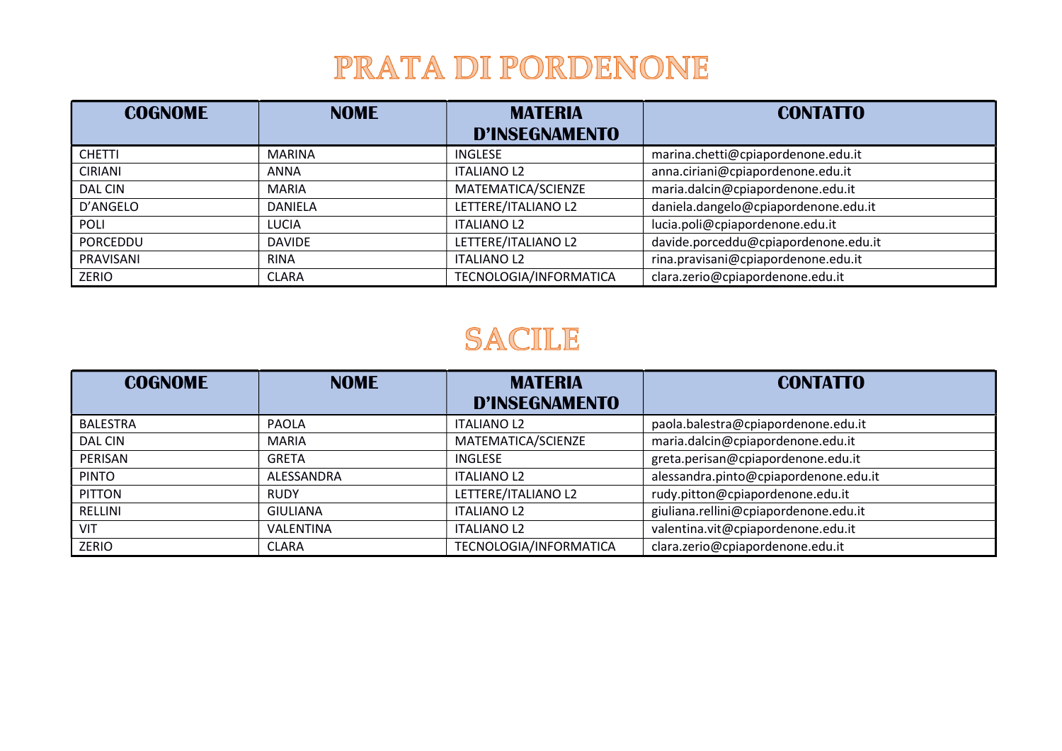# PRATA DI PORDENONE

| COGNOME | NOME | MATERIA D'INSEGNAMENTO | CONTATTO |
|---|---|---|---|
| CHETTI | MARINA | INGLESE | marina.chetti@cpiapordenone.edu.it |
| CIRIANI | ANNA | ITALIANO L2 | anna.ciriani@cpiapordenone.edu.it |
| DAL CIN | MARIA | MATEMATICA/SCIENZE | maria.dalcin@cpiapordenone.edu.it |
| D'ANGELO | DANIELA | LETTERE/ITALIANO L2 | daniela.dangelo@cpiapordenone.edu.it |
| POLI | LUCIA | ITALIANO L2 | lucia.poli@cpiapordenone.edu.it |
| PORCEDDU | DAVIDE | LETTERE/ITALIANO L2 | davide.porceddu@cpiapordenone.edu.it |
| PRAVISANI | RINA | ITALIANO L2 | rina.pravisani@cpiapordenone.edu.it |
| ZERIO | CLARA | TECNOLOGIA/INFORMATICA | clara.zerio@cpiapordenone.edu.it |

# SACILE

| COGNOME | NOME | MATERIA D'INSEGNAMENTO | CONTATTO |
|---|---|---|---|
| BALESTRA | PAOLA | ITALIANO L2 | paola.balestra@cpiapordenone.edu.it |
| DAL CIN | MARIA | MATEMATICA/SCIENZE | maria.dalcin@cpiapordenone.edu.it |
| PERISAN | GRETA | INGLESE | greta.perisan@cpiapordenone.edu.it |
| PINTO | ALESSANDRA | ITALIANO L2 | alessandra.pinto@cpiapordenone.edu.it |
| PITTON | RUDY | LETTERE/ITALIANO L2 | rudy.pitton@cpiapordenone.edu.it |
| RELLINI | GIULIANA | ITALIANO L2 | giuliana.rellini@cpiapordenone.edu.it |
| VIT | VALENTINA | ITALIANO L2 | valentina.vit@cpiapordenone.edu.it |
| ZERIO | CLARA | TECNOLOGIA/INFORMATICA | clara.zerio@cpiapordenone.edu.it |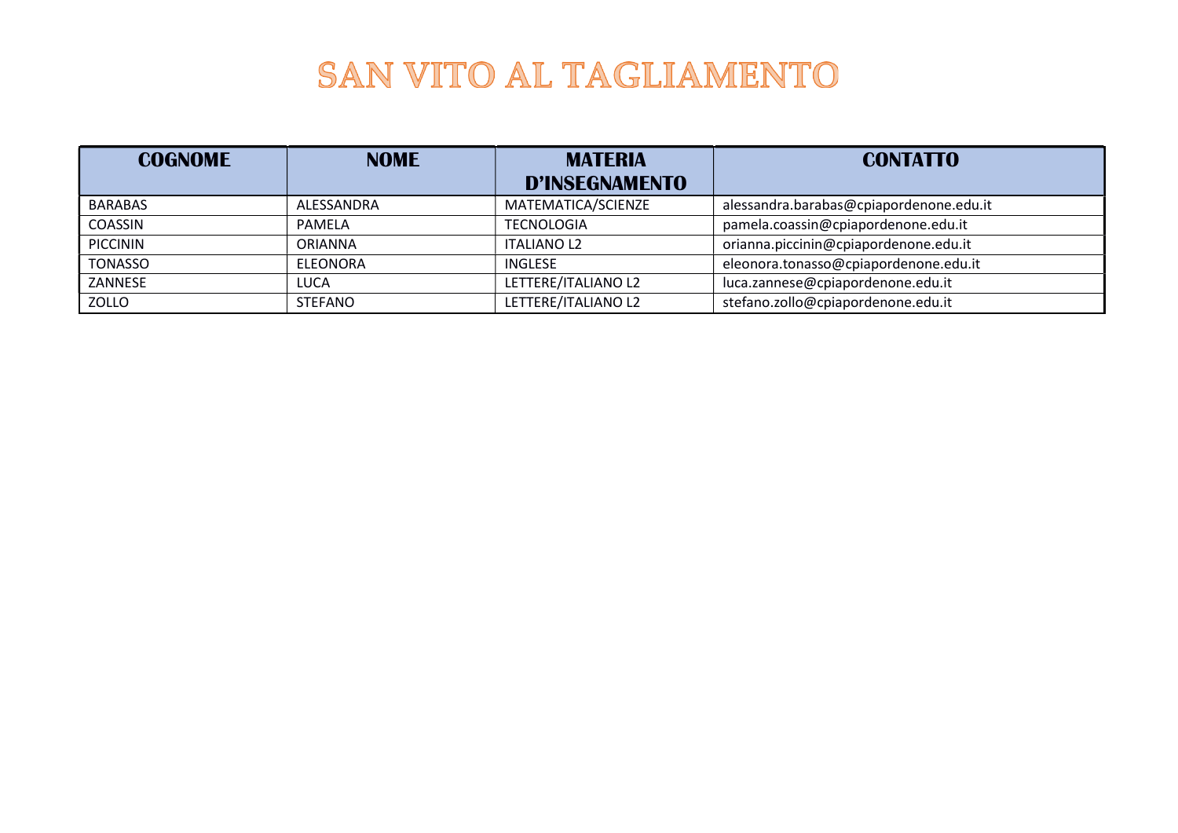# SAN VITO AL TAGLIAMENTO

| COGNOME | NOME | MATERIA D'INSEGNAMENTO | CONTATTO |
|---|---|---|---|
| BARABAS | ALESSANDRA | MATEMATICA/SCIENZE | alessandra.barabas@cpiapordenone.edu.it |
| COASSIN | PAMELA | TECNOLOGIA | pamela.coassin@cpiapordenone.edu.it |
| PICCININ | ORIANNA | ITALIANO L2 | orianna.piccinin@cpiapordenone.edu.it |
| TONASSO | ELEONORA | INGLESE | eleonora.tonasso@cpiapordenone.edu.it |
| ZANNESE | LUCA | LETTERE/ITALIANO L2 | luca.zannese@cpiapordenone.edu.it |
| ZOLLO | STEFANO | LETTERE/ITALIANO L2 | stefano.zollo@cpiapordenone.edu.it |